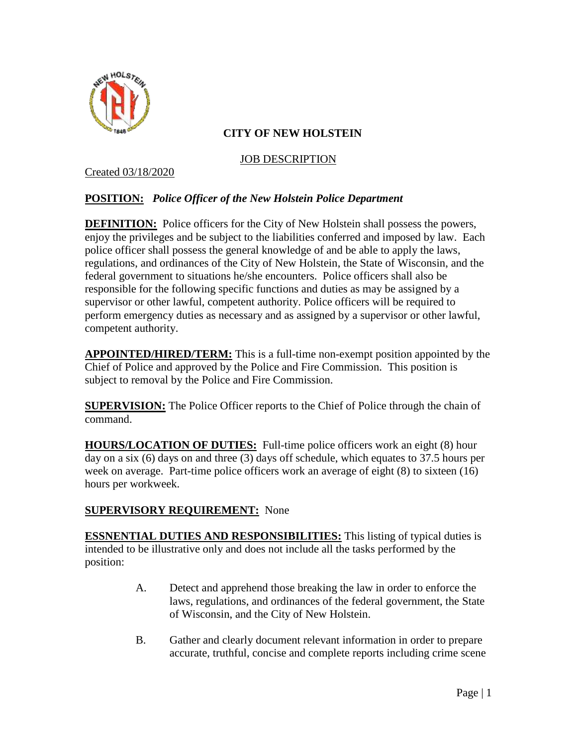# CITY OF NEW HOLSTEIN

JOB DESCRIPTION

Created 03/18/2020

**POSITION:** ***Police Officer of the New Holstein Police Department***

**DEFINITION:** Police officers for the City of New Holstein shall possess the powers, enjoy the privileges and be subject to the liabilities conferred and imposed by law. Each police officer shall possess the general knowledge of and be able to apply the laws, regulations, and ordinances of the City of New Holstein, the State of Wisconsin, and the federal government to situations he/she encounters. Police officers shall also be responsible for the following specific functions and duties as may be assigned by a supervisor or other lawful, competent authority. Police officers will be required to perform emergency duties as necessary and as assigned by a supervisor or other lawful, competent authority.

**APPOINTED/HIRED/TERM:** This is a full-time non-exempt position appointed by the Chief of Police and approved by the Police and Fire Commission. This position is subject to removal by the Police and Fire Commission.

**SUPERVISION:** The Police Officer reports to the Chief of Police through the chain of command.

**HOURS/LOCATION OF DUTIES:** Full-time police officers work an eight (8) hour day on a six (6) days on and three (3) days off schedule, which equates to 37.5 hours per week on average. Part-time police officers work an average of eight (8) to sixteen (16) hours per workweek.

**SUPERVISORY REQUIREMENT:** None

**ESSNENTIAL DUTIES AND RESPONSIBILITIES:** This listing of typical duties is intended to be illustrative only and does not include all the tasks performed by the position:

A. Detect and apprehend those breaking the law in order to enforce the laws, regulations, and ordinances of the federal government, the State of Wisconsin, and the City of New Holstein.

B. Gather and clearly document relevant information in order to prepare accurate, truthful, concise and complete reports including crime scene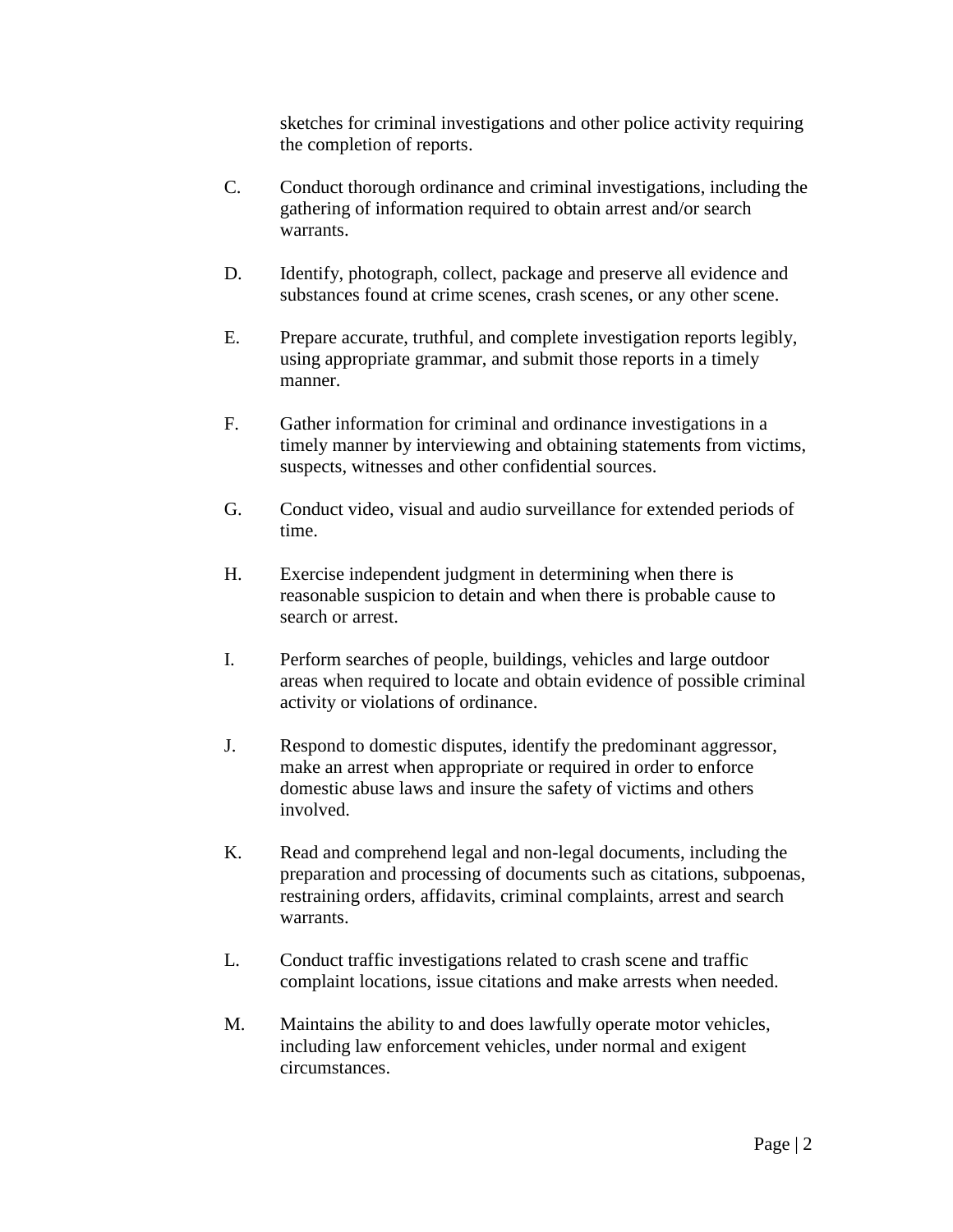sketches for criminal investigations and other police activity requiring the completion of reports.

C. Conduct thorough ordinance and criminal investigations, including the gathering of information required to obtain arrest and/or search warrants.

D. Identify, photograph, collect, package and preserve all evidence and substances found at crime scenes, crash scenes, or any other scene.

E. Prepare accurate, truthful, and complete investigation reports legibly, using appropriate grammar, and submit those reports in a timely manner.

F. Gather information for criminal and ordinance investigations in a timely manner by interviewing and obtaining statements from victims, suspects, witnesses and other confidential sources.

G. Conduct video, visual and audio surveillance for extended periods of time.

H. Exercise independent judgment in determining when there is reasonable suspicion to detain and when there is probable cause to search or arrest.

I. Perform searches of people, buildings, vehicles and large outdoor areas when required to locate and obtain evidence of possible criminal activity or violations of ordinance.

J. Respond to domestic disputes, identify the predominant aggressor, make an arrest when appropriate or required in order to enforce domestic abuse laws and insure the safety of victims and others involved.

K. Read and comprehend legal and non-legal documents, including the preparation and processing of documents such as citations, subpoenas, restraining orders, affidavits, criminal complaints, arrest and search warrants.

L. Conduct traffic investigations related to crash scene and traffic complaint locations, issue citations and make arrests when needed.

M. Maintains the ability to and does lawfully operate motor vehicles, including law enforcement vehicles, under normal and exigent circumstances.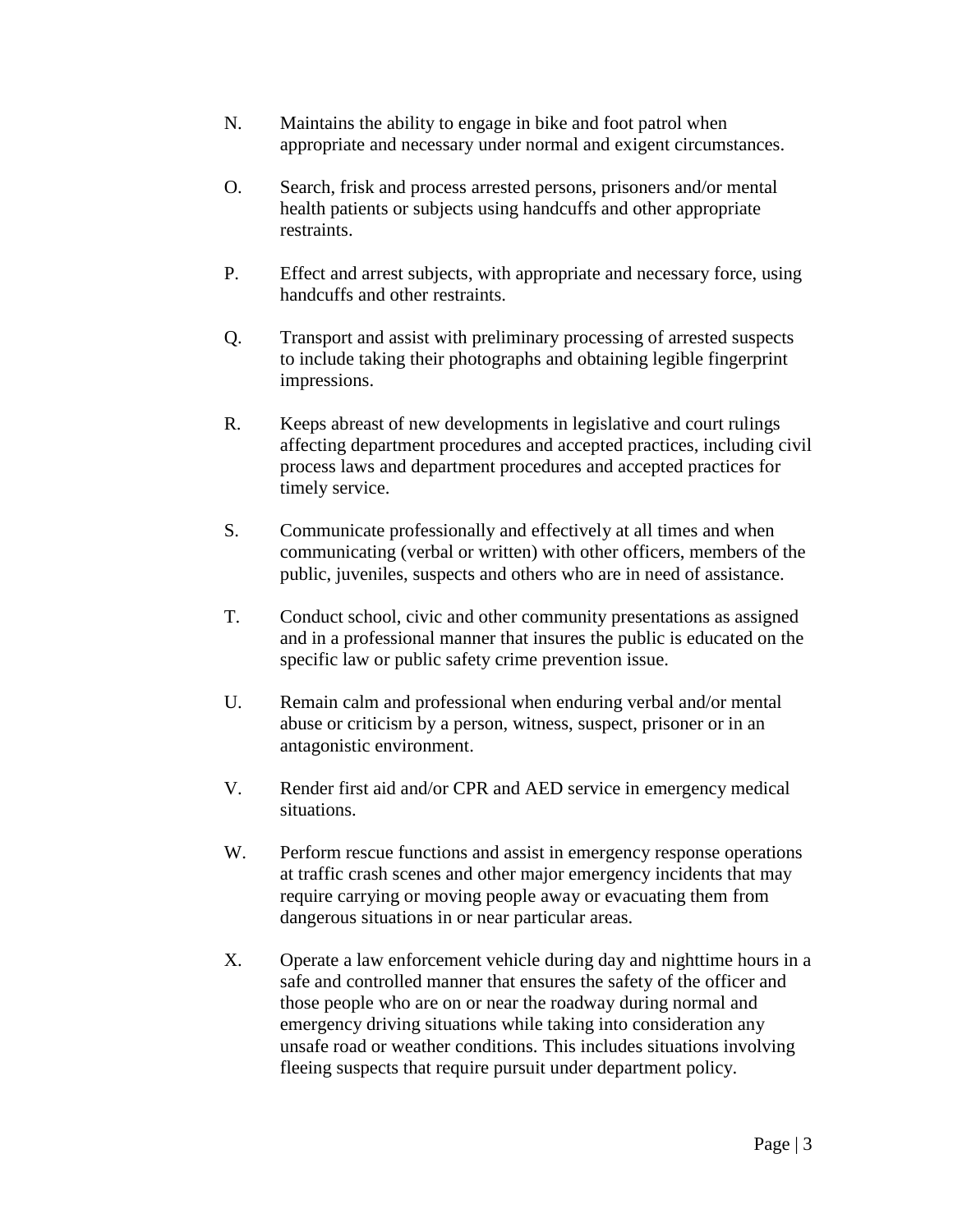N. Maintains the ability to engage in bike and foot patrol when appropriate and necessary under normal and exigent circumstances.

O. Search, frisk and process arrested persons, prisoners and/or mental health patients or subjects using handcuffs and other appropriate restraints.

P. Effect and arrest subjects, with appropriate and necessary force, using handcuffs and other restraints.

Q. Transport and assist with preliminary processing of arrested suspects to include taking their photographs and obtaining legible fingerprint impressions.

R. Keeps abreast of new developments in legislative and court rulings affecting department procedures and accepted practices, including civil process laws and department procedures and accepted practices for timely service.

S. Communicate professionally and effectively at all times and when communicating (verbal or written) with other officers, members of the public, juveniles, suspects and others who are in need of assistance.

T. Conduct school, civic and other community presentations as assigned and in a professional manner that insures the public is educated on the specific law or public safety crime prevention issue.

U. Remain calm and professional when enduring verbal and/or mental abuse or criticism by a person, witness, suspect, prisoner or in an antagonistic environment.

V. Render first aid and/or CPR and AED service in emergency medical situations.

W. Perform rescue functions and assist in emergency response operations at traffic crash scenes and other major emergency incidents that may require carrying or moving people away or evacuating them from dangerous situations in or near particular areas.

X. Operate a law enforcement vehicle during day and nighttime hours in a safe and controlled manner that ensures the safety of the officer and those people who are on or near the roadway during normal and emergency driving situations while taking into consideration any unsafe road or weather conditions. This includes situations involving fleeing suspects that require pursuit under department policy.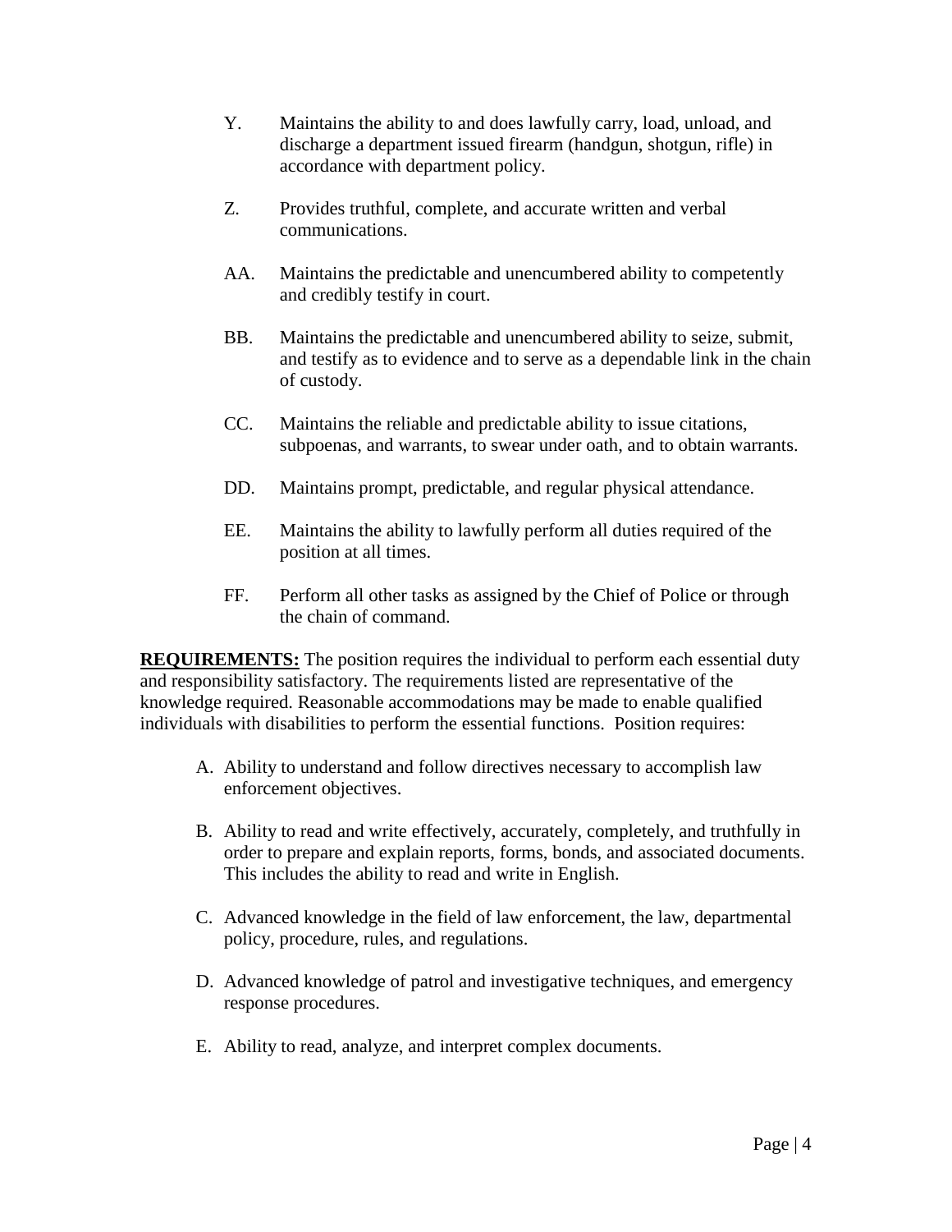Y. Maintains the ability to and does lawfully carry, load, unload, and discharge a department issued firearm (handgun, shotgun, rifle) in accordance with department policy.

Z. Provides truthful, complete, and accurate written and verbal communications.

AA. Maintains the predictable and unencumbered ability to competently and credibly testify in court.

BB. Maintains the predictable and unencumbered ability to seize, submit, and testify as to evidence and to serve as a dependable link in the chain of custody.

CC. Maintains the reliable and predictable ability to issue citations, subpoenas, and warrants, to swear under oath, and to obtain warrants.

DD. Maintains prompt, predictable, and regular physical attendance.

EE. Maintains the ability to lawfully perform all duties required of the position at all times.

FF. Perform all other tasks as assigned by the Chief of Police or through the chain of command.

**REQUIREMENTS:** The position requires the individual to perform each essential duty and responsibility satisfactory. The requirements listed are representative of the knowledge required. Reasonable accommodations may be made to enable qualified individuals with disabilities to perform the essential functions. Position requires:

A. Ability to understand and follow directives necessary to accomplish law enforcement objectives.

B. Ability to read and write effectively, accurately, completely, and truthfully in order to prepare and explain reports, forms, bonds, and associated documents. This includes the ability to read and write in English.

C. Advanced knowledge in the field of law enforcement, the law, departmental policy, procedure, rules, and regulations.

D. Advanced knowledge of patrol and investigative techniques, and emergency response procedures.

E. Ability to read, analyze, and interpret complex documents.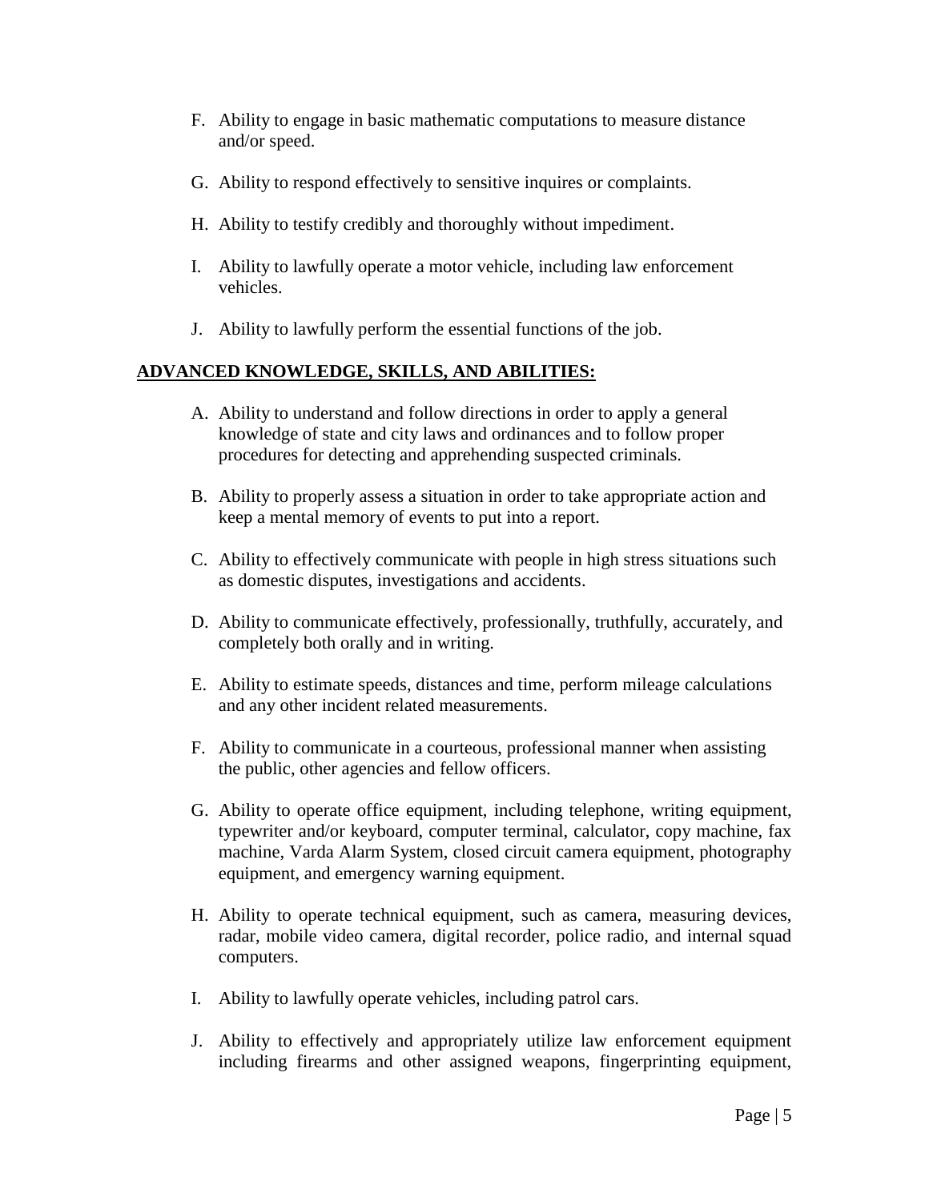F. Ability to engage in basic mathematic computations to measure distance and/or speed.

G. Ability to respond effectively to sensitive inquires or complaints.

H. Ability to testify credibly and thoroughly without impediment.

I. Ability to lawfully operate a motor vehicle, including law enforcement vehicles.

J. Ability to lawfully perform the essential functions of the job.

## ADVANCED KNOWLEDGE, SKILLS, AND ABILITIES:

A. Ability to understand and follow directions in order to apply a general knowledge of state and city laws and ordinances and to follow proper procedures for detecting and apprehending suspected criminals.

B. Ability to properly assess a situation in order to take appropriate action and keep a mental memory of events to put into a report.

C. Ability to effectively communicate with people in high stress situations such as domestic disputes, investigations and accidents.

D. Ability to communicate effectively, professionally, truthfully, accurately, and completely both orally and in writing.

E. Ability to estimate speeds, distances and time, perform mileage calculations and any other incident related measurements.

F. Ability to communicate in a courteous, professional manner when assisting the public, other agencies and fellow officers.

G. Ability to operate office equipment, including telephone, writing equipment, typewriter and/or keyboard, computer terminal, calculator, copy machine, fax machine, Varda Alarm System, closed circuit camera equipment, photography equipment, and emergency warning equipment.

H. Ability to operate technical equipment, such as camera, measuring devices, radar, mobile video camera, digital recorder, police radio, and internal squad computers.

I. Ability to lawfully operate vehicles, including patrol cars.

J. Ability to effectively and appropriately utilize law enforcement equipment including firearms and other assigned weapons, fingerprinting equipment,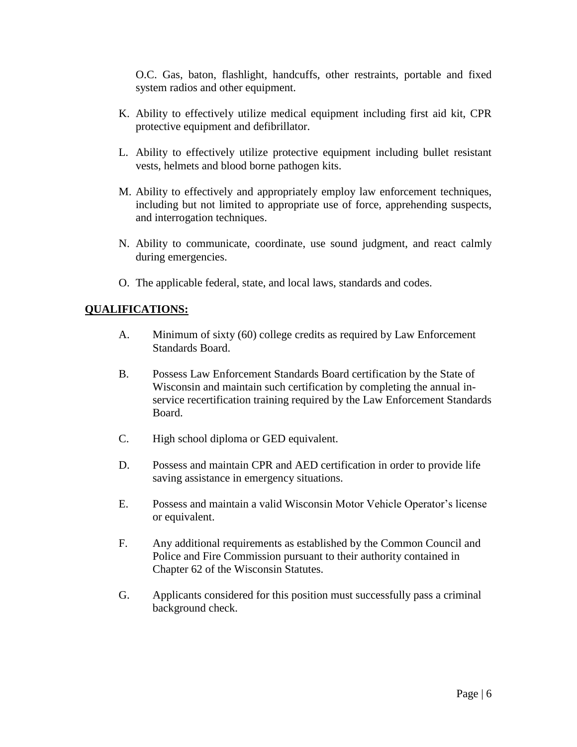O.C. Gas, baton, flashlight, handcuffs, other restraints, portable and fixed system radios and other equipment.

K. Ability to effectively utilize medical equipment including first aid kit, CPR protective equipment and defibrillator.

L. Ability to effectively utilize protective equipment including bullet resistant vests, helmets and blood borne pathogen kits.

M. Ability to effectively and appropriately employ law enforcement techniques, including but not limited to appropriate use of force, apprehending suspects, and interrogation techniques.

N. Ability to communicate, coordinate, use sound judgment, and react calmly during emergencies.

O. The applicable federal, state, and local laws, standards and codes.

**QUALIFICATIONS:**

A. Minimum of sixty (60) college credits as required by Law Enforcement Standards Board.

B. Possess Law Enforcement Standards Board certification by the State of Wisconsin and maintain such certification by completing the annual in-service recertification training required by the Law Enforcement Standards Board.

C. High school diploma or GED equivalent.

D. Possess and maintain CPR and AED certification in order to provide life saving assistance in emergency situations.

E. Possess and maintain a valid Wisconsin Motor Vehicle Operator's license or equivalent.

F. Any additional requirements as established by the Common Council and Police and Fire Commission pursuant to their authority contained in Chapter 62 of the Wisconsin Statutes.

G. Applicants considered for this position must successfully pass a criminal background check.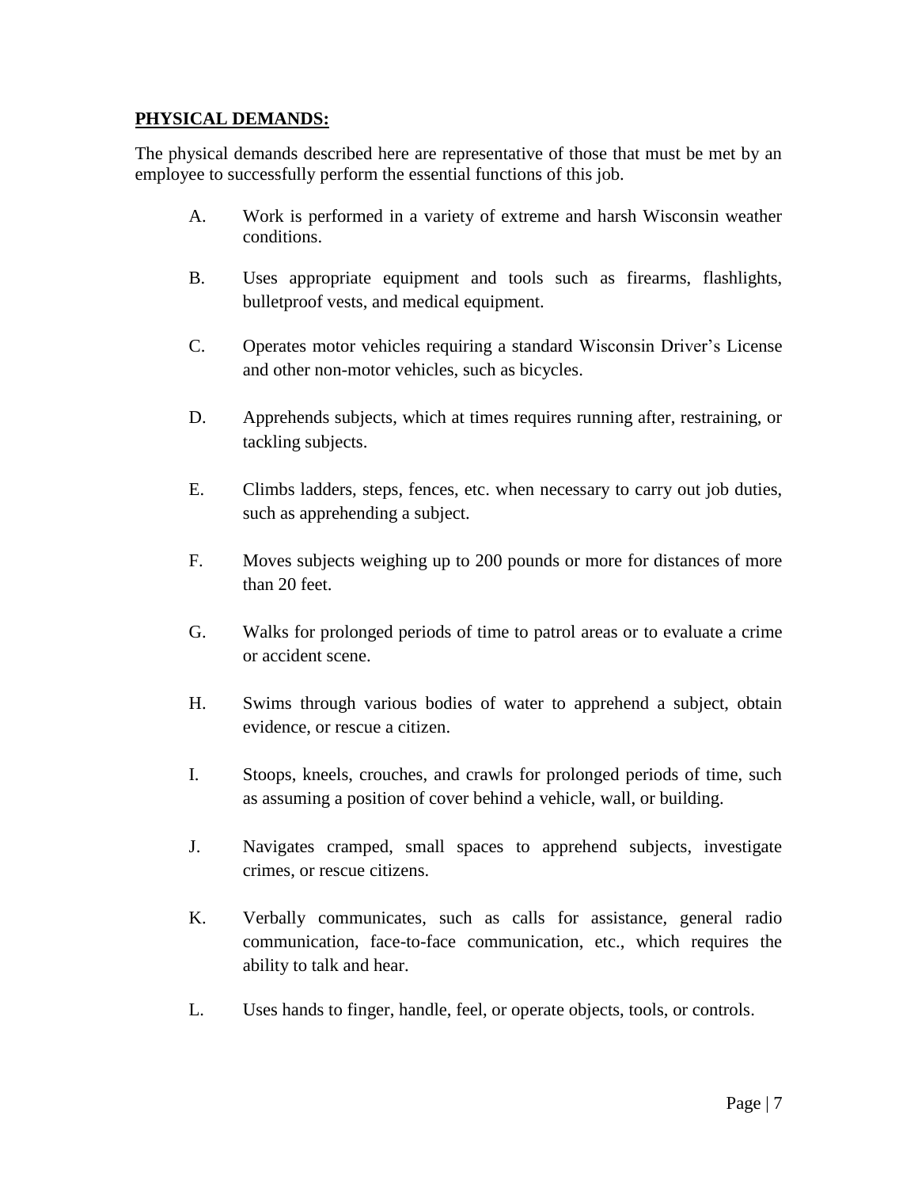**PHYSICAL DEMANDS:**

The physical demands described here are representative of those that must be met by an employee to successfully perform the essential functions of this job.

A. Work is performed in a variety of extreme and harsh Wisconsin weather conditions.

B. Uses appropriate equipment and tools such as firearms, flashlights, bulletproof vests, and medical equipment.

C. Operates motor vehicles requiring a standard Wisconsin Driver's License and other non-motor vehicles, such as bicycles.

D. Apprehends subjects, which at times requires running after, restraining, or tackling subjects.

E. Climbs ladders, steps, fences, etc. when necessary to carry out job duties, such as apprehending a subject.

F. Moves subjects weighing up to 200 pounds or more for distances of more than 20 feet.

G. Walks for prolonged periods of time to patrol areas or to evaluate a crime or accident scene.

H. Swims through various bodies of water to apprehend a subject, obtain evidence, or rescue a citizen.

I. Stoops, kneels, crouches, and crawls for prolonged periods of time, such as assuming a position of cover behind a vehicle, wall, or building.

J. Navigates cramped, small spaces to apprehend subjects, investigate crimes, or rescue citizens.

K. Verbally communicates, such as calls for assistance, general radio communication, face-to-face communication, etc., which requires the ability to talk and hear.

L. Uses hands to finger, handle, feel, or operate objects, tools, or controls.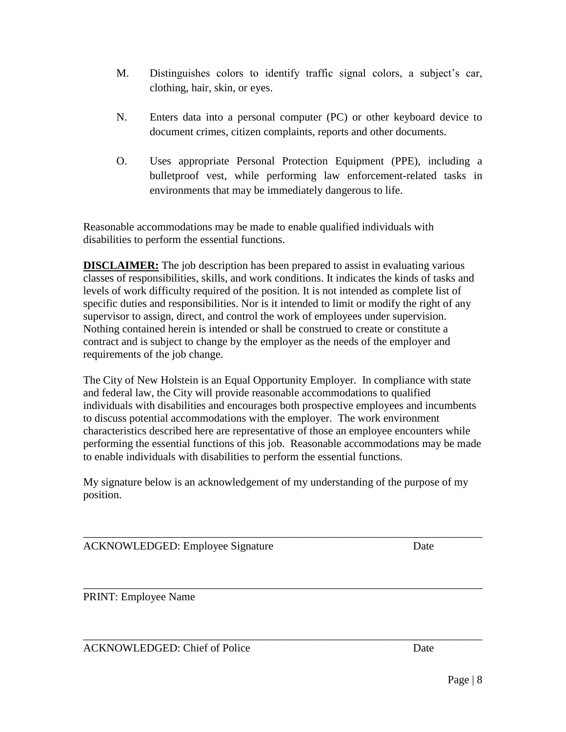M. Distinguishes colors to identify traffic signal colors, a subject's car, clothing, hair, skin, or eyes.

N. Enters data into a personal computer (PC) or other keyboard device to document crimes, citizen complaints, reports and other documents.

O. Uses appropriate Personal Protection Equipment (PPE), including a bulletproof vest, while performing law enforcement-related tasks in environments that may be immediately dangerous to life.

Reasonable accommodations may be made to enable qualified individuals with disabilities to perform the essential functions.

**DISCLAIMER:** The job description has been prepared to assist in evaluating various classes of responsibilities, skills, and work conditions. It indicates the kinds of tasks and levels of work difficulty required of the position. It is not intended as complete list of specific duties and responsibilities. Nor is it intended to limit or modify the right of any supervisor to assign, direct, and control the work of employees under supervision. Nothing contained herein is intended or shall be construed to create or constitute a contract and is subject to change by the employer as the needs of the employer and requirements of the job change.

The City of New Holstein is an Equal Opportunity Employer. In compliance with state and federal law, the City will provide reasonable accommodations to qualified individuals with disabilities and encourages both prospective employees and incumbents to discuss potential accommodations with the employer. The work environment characteristics described here are representative of those an employee encounters while performing the essential functions of this job. Reasonable accommodations may be made to enable individuals with disabilities to perform the essential functions.

My signature below is an acknowledgement of my understanding of the purpose of my position.

\_\_\_\_\_\_\_\_\_\_\_\_\_\_\_\_\_\_\_\_\_\_\_\_\_\_\_\_\_\_\_\_\_\_\_\_\_\_\_\_\_\_\_\_\_\_\_\_\_\_\_\_\_\_\_\_\_\_\_\_\_\_

ACKNOWLEDGED: Employee Signature Date

\_\_\_\_\_\_\_\_\_\_\_\_\_\_\_\_\_\_\_\_\_\_\_\_\_\_\_\_\_\_\_\_\_\_\_\_\_\_\_\_\_\_\_\_\_\_\_\_\_\_\_\_\_\_\_\_\_\_\_\_\_\_

PRINT: Employee Name

\_\_\_\_\_\_\_\_\_\_\_\_\_\_\_\_\_\_\_\_\_\_\_\_\_\_\_\_\_\_\_\_\_\_\_\_\_\_\_\_\_\_\_\_\_\_\_\_\_\_\_\_\_\_\_\_\_\_\_\_\_\_

ACKNOWLEDGED: Chief of Police Date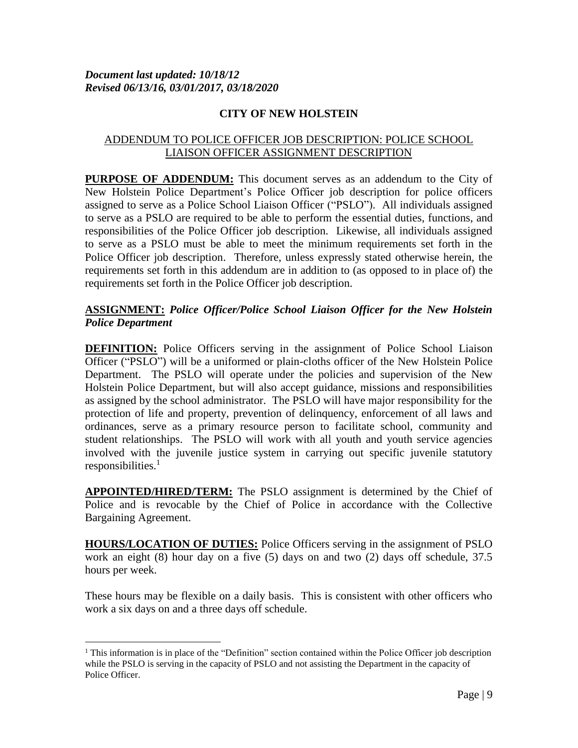***Document last updated: 10/18/12***
***Revised 06/13/16, 03/01/2017, 03/18/2020***

**CITY OF NEW HOLSTEIN**

ADDENDUM TO POLICE OFFICER JOB DESCRIPTION: POLICE SCHOOL LIAISON OFFICER ASSIGNMENT DESCRIPTION

**PURPOSE OF ADDENDUM:** This document serves as an addendum to the City of New Holstein Police Department's Police Officer job description for police officers assigned to serve as a Police School Liaison Officer ("PSLO"). All individuals assigned to serve as a PSLO are required to be able to perform the essential duties, functions, and responsibilities of the Police Officer job description. Likewise, all individuals assigned to serve as a PSLO must be able to meet the minimum requirements set forth in the Police Officer job description. Therefore, unless expressly stated otherwise herein, the requirements set forth in this addendum are in addition to (as opposed to in place of) the requirements set forth in the Police Officer job description.

**ASSIGNMENT:** ***Police Officer/Police School Liaison Officer for the New Holstein Police Department***

**DEFINITION:** Police Officers serving in the assignment of Police School Liaison Officer ("PSLO") will be a uniformed or plain-cloths officer of the New Holstein Police Department. The PSLO will operate under the policies and supervision of the New Holstein Police Department, but will also accept guidance, missions and responsibilities as assigned by the school administrator. The PSLO will have major responsibility for the protection of life and property, prevention of delinquency, enforcement of all laws and ordinances, serve as a primary resource person to facilitate school, community and student relationships. The PSLO will work with all youth and youth service agencies involved with the juvenile justice system in carrying out specific juvenile statutory responsibilities.[1]

**APPOINTED/HIRED/TERM:** The PSLO assignment is determined by the Chief of Police and is revocable by the Chief of Police in accordance with the Collective Bargaining Agreement.

**HOURS/LOCATION OF DUTIES:** Police Officers serving in the assignment of PSLO work an eight (8) hour day on a five (5) days on and two (2) days off schedule, 37.5 hours per week.

These hours may be flexible on a daily basis. This is consistent with other officers who work a six days on and a three days off schedule.

---

[1] This information is in place of the "Definition" section contained within the Police Officer job description while the PSLO is serving in the capacity of PSLO and not assisting the Department in the capacity of Police Officer.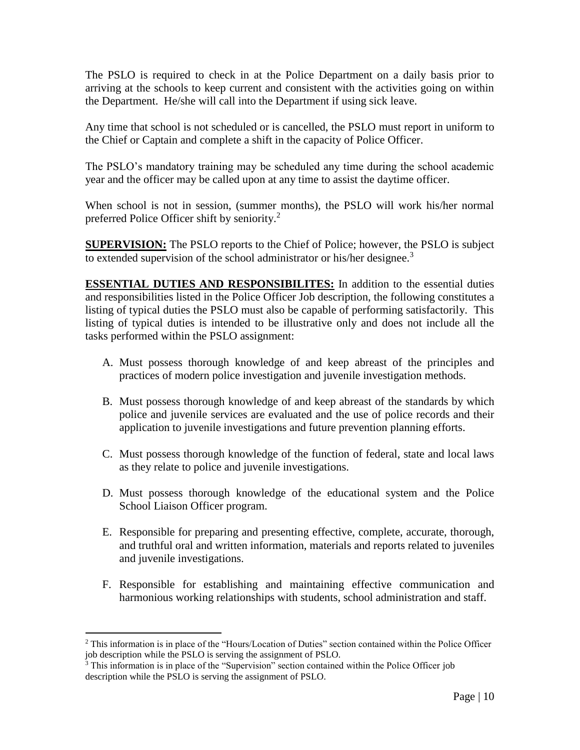The PSLO is required to check in at the Police Department on a daily basis prior to arriving at the schools to keep current and consistent with the activities going on within the Department. He/she will call into the Department if using sick leave.

Any time that school is not scheduled or is cancelled, the PSLO must report in uniform to the Chief or Captain and complete a shift in the capacity of Police Officer.

The PSLO's mandatory training may be scheduled any time during the school academic year and the officer may be called upon at any time to assist the daytime officer.

When school is not in session, (summer months), the PSLO will work his/her normal preferred Police Officer shift by seniority.[2]

**SUPERVISION:** The PSLO reports to the Chief of Police; however, the PSLO is subject to extended supervision of the school administrator or his/her designee.[3]

**ESSENTIAL DUTIES AND RESPONSIBILITES:** In addition to the essential duties and responsibilities listed in the Police Officer Job description, the following constitutes a listing of typical duties the PSLO must also be capable of performing satisfactorily. This listing of typical duties is intended to be illustrative only and does not include all the tasks performed within the PSLO assignment:

A. Must possess thorough knowledge of and keep abreast of the principles and practices of modern police investigation and juvenile investigation methods.

B. Must possess thorough knowledge of and keep abreast of the standards by which police and juvenile services are evaluated and the use of police records and their application to juvenile investigations and future prevention planning efforts.

C. Must possess thorough knowledge of the function of federal, state and local laws as they relate to police and juvenile investigations.

D. Must possess thorough knowledge of the educational system and the Police School Liaison Officer program.

E. Responsible for preparing and presenting effective, complete, accurate, thorough, and truthful oral and written information, materials and reports related to juveniles and juvenile investigations.

F. Responsible for establishing and maintaining effective communication and harmonious working relationships with students, school administration and staff.

---

[2] This information is in place of the "Hours/Location of Duties" section contained within the Police Officer job description while the PSLO is serving the assignment of PSLO.

[3] This information is in place of the "Supervision" section contained within the Police Officer job description while the PSLO is serving the assignment of PSLO.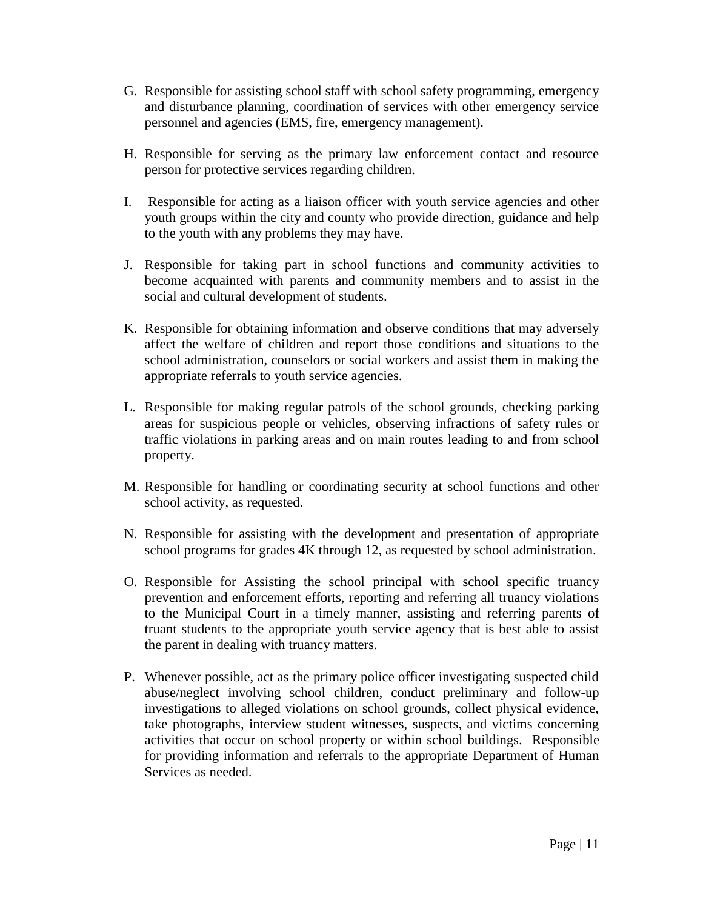G. Responsible for assisting school staff with school safety programming, emergency and disturbance planning, coordination of services with other emergency service personnel and agencies (EMS, fire, emergency management).

H. Responsible for serving as the primary law enforcement contact and resource person for protective services regarding children.

I. Responsible for acting as a liaison officer with youth service agencies and other youth groups within the city and county who provide direction, guidance and help to the youth with any problems they may have.

J. Responsible for taking part in school functions and community activities to become acquainted with parents and community members and to assist in the social and cultural development of students.

K. Responsible for obtaining information and observe conditions that may adversely affect the welfare of children and report those conditions and situations to the school administration, counselors or social workers and assist them in making the appropriate referrals to youth service agencies.

L. Responsible for making regular patrols of the school grounds, checking parking areas for suspicious people or vehicles, observing infractions of safety rules or traffic violations in parking areas and on main routes leading to and from school property.

M. Responsible for handling or coordinating security at school functions and other school activity, as requested.

N. Responsible for assisting with the development and presentation of appropriate school programs for grades 4K through 12, as requested by school administration.

O. Responsible for Assisting the school principal with school specific truancy prevention and enforcement efforts, reporting and referring all truancy violations to the Municipal Court in a timely manner, assisting and referring parents of truant students to the appropriate youth service agency that is best able to assist the parent in dealing with truancy matters.

P. Whenever possible, act as the primary police officer investigating suspected child abuse/neglect involving school children, conduct preliminary and follow-up investigations to alleged violations on school grounds, collect physical evidence, take photographs, interview student witnesses, suspects, and victims concerning activities that occur on school property or within school buildings. Responsible for providing information and referrals to the appropriate Department of Human Services as needed.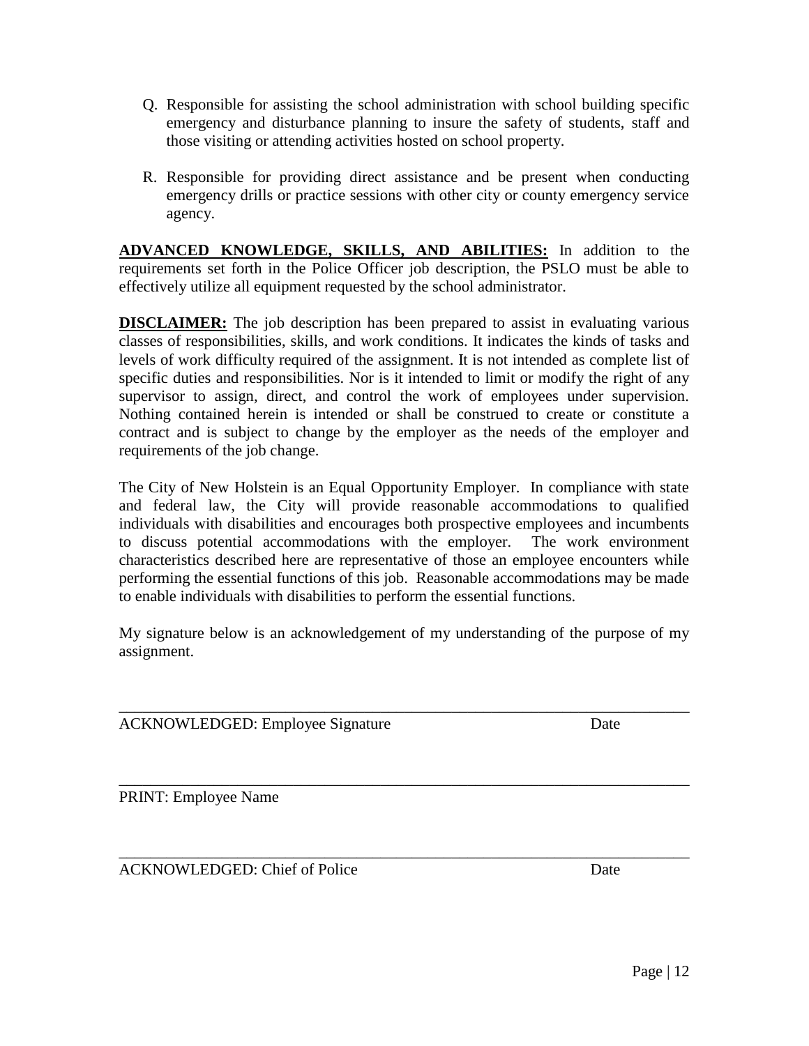Q. Responsible for assisting the school administration with school building specific emergency and disturbance planning to insure the safety of students, staff and those visiting or attending activities hosted on school property.

R. Responsible for providing direct assistance and be present when conducting emergency drills or practice sessions with other city or county emergency service agency.

**ADVANCED KNOWLEDGE, SKILLS, AND ABILITIES:** In addition to the requirements set forth in the Police Officer job description, the PSLO must be able to effectively utilize all equipment requested by the school administrator.

**DISCLAIMER:** The job description has been prepared to assist in evaluating various classes of responsibilities, skills, and work conditions. It indicates the kinds of tasks and levels of work difficulty required of the assignment. It is not intended as complete list of specific duties and responsibilities. Nor is it intended to limit or modify the right of any supervisor to assign, direct, and control the work of employees under supervision. Nothing contained herein is intended or shall be construed to create or constitute a contract and is subject to change by the employer as the needs of the employer and requirements of the job change.

The City of New Holstein is an Equal Opportunity Employer. In compliance with state and federal law, the City will provide reasonable accommodations to qualified individuals with disabilities and encourages both prospective employees and incumbents to discuss potential accommodations with the employer. The work environment characteristics described here are representative of those an employee encounters while performing the essential functions of this job. Reasonable accommodations may be made to enable individuals with disabilities to perform the essential functions.

My signature below is an acknowledgement of my understanding of the purpose of my assignment.

\_\_\_\_\_\_\_\_\_\_\_\_\_\_\_\_\_\_\_\_\_\_\_\_\_\_\_\_\_\_\_\_\_\_\_\_\_\_\_\_\_\_\_\_\_\_\_\_\_\_\_\_\_\_\_\_\_\_\_\_\_\_\_\_\_\_\_\_\_\_

ACKNOWLEDGED: Employee Signature Date

\_\_\_\_\_\_\_\_\_\_\_\_\_\_\_\_\_\_\_\_\_\_\_\_\_\_\_\_\_\_\_\_\_\_\_\_\_\_\_\_\_\_\_\_\_\_\_\_\_\_\_\_\_\_\_\_\_\_\_\_\_\_\_\_\_\_\_\_\_\_

PRINT: Employee Name

\_\_\_\_\_\_\_\_\_\_\_\_\_\_\_\_\_\_\_\_\_\_\_\_\_\_\_\_\_\_\_\_\_\_\_\_\_\_\_\_\_\_\_\_\_\_\_\_\_\_\_\_\_\_\_\_\_\_\_\_\_\_\_\_\_\_\_\_\_\_

ACKNOWLEDGED: Chief of Police Date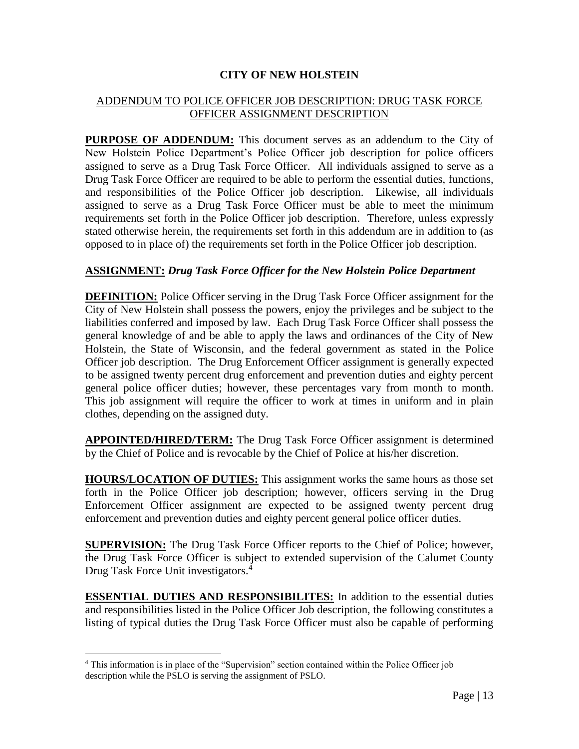# CITY OF NEW HOLSTEIN

## ADDENDUM TO POLICE OFFICER JOB DESCRIPTION: DRUG TASK FORCE OFFICER ASSIGNMENT DESCRIPTION

**PURPOSE OF ADDENDUM:** This document serves as an addendum to the City of New Holstein Police Department's Police Officer job description for police officers assigned to serve as a Drug Task Force Officer. All individuals assigned to serve as a Drug Task Force Officer are required to be able to perform the essential duties, functions, and responsibilities of the Police Officer job description. Likewise, all individuals assigned to serve as a Drug Task Force Officer must be able to meet the minimum requirements set forth in the Police Officer job description. Therefore, unless expressly stated otherwise herein, the requirements set forth in this addendum are in addition to (as opposed to in place of) the requirements set forth in the Police Officer job description.

**ASSIGNMENT:** ***Drug Task Force Officer for the New Holstein Police Department***

**DEFINITION:** Police Officer serving in the Drug Task Force Officer assignment for the City of New Holstein shall possess the powers, enjoy the privileges and be subject to the liabilities conferred and imposed by law. Each Drug Task Force Officer shall possess the general knowledge of and be able to apply the laws and ordinances of the City of New Holstein, the State of Wisconsin, and the federal government as stated in the Police Officer job description. The Drug Enforcement Officer assignment is generally expected to be assigned twenty percent drug enforcement and prevention duties and eighty percent general police officer duties; however, these percentages vary from month to month. This job assignment will require the officer to work at times in uniform and in plain clothes, depending on the assigned duty.

**APPOINTED/HIRED/TERM:** The Drug Task Force Officer assignment is determined by the Chief of Police and is revocable by the Chief of Police at his/her discretion.

**HOURS/LOCATION OF DUTIES:** This assignment works the same hours as those set forth in the Police Officer job description; however, officers serving in the Drug Enforcement Officer assignment are expected to be assigned twenty percent drug enforcement and prevention duties and eighty percent general police officer duties.

**SUPERVISION:** The Drug Task Force Officer reports to the Chief of Police; however, the Drug Task Force Officer is subject to extended supervision of the Calumet County Drug Task Force Unit investigators.[4]

**ESSENTIAL DUTIES AND RESPONSIBILITES:** In addition to the essential duties and responsibilities listed in the Police Officer Job description, the following constitutes a listing of typical duties the Drug Task Force Officer must also be capable of performing

---

[4] This information is in place of the "Supervision" section contained within the Police Officer job description while the PSLO is serving the assignment of PSLO.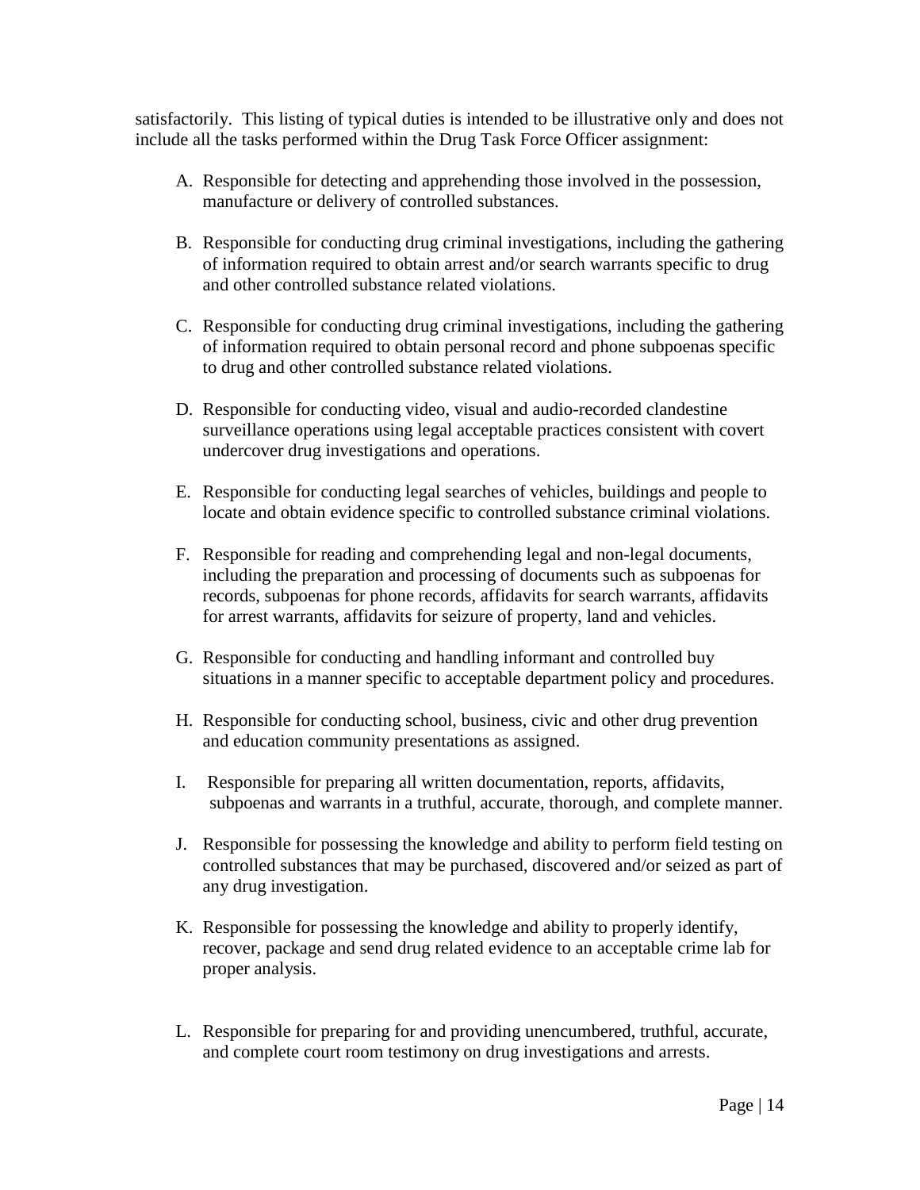satisfactorily. This listing of typical duties is intended to be illustrative only and does not include all the tasks performed within the Drug Task Force Officer assignment:

A. Responsible for detecting and apprehending those involved in the possession, manufacture or delivery of controlled substances.

B. Responsible for conducting drug criminal investigations, including the gathering of information required to obtain arrest and/or search warrants specific to drug and other controlled substance related violations.

C. Responsible for conducting drug criminal investigations, including the gathering of information required to obtain personal record and phone subpoenas specific to drug and other controlled substance related violations.

D. Responsible for conducting video, visual and audio-recorded clandestine surveillance operations using legal acceptable practices consistent with covert undercover drug investigations and operations.

E. Responsible for conducting legal searches of vehicles, buildings and people to locate and obtain evidence specific to controlled substance criminal violations.

F. Responsible for reading and comprehending legal and non-legal documents, including the preparation and processing of documents such as subpoenas for records, subpoenas for phone records, affidavits for search warrants, affidavits for arrest warrants, affidavits for seizure of property, land and vehicles.

G. Responsible for conducting and handling informant and controlled buy situations in a manner specific to acceptable department policy and procedures.

H. Responsible for conducting school, business, civic and other drug prevention and education community presentations as assigned.

I. Responsible for preparing all written documentation, reports, affidavits, subpoenas and warrants in a truthful, accurate, thorough, and complete manner.

J. Responsible for possessing the knowledge and ability to perform field testing on controlled substances that may be purchased, discovered and/or seized as part of any drug investigation.

K. Responsible for possessing the knowledge and ability to properly identify, recover, package and send drug related evidence to an acceptable crime lab for proper analysis.

L. Responsible for preparing for and providing unencumbered, truthful, accurate, and complete court room testimony on drug investigations and arrests.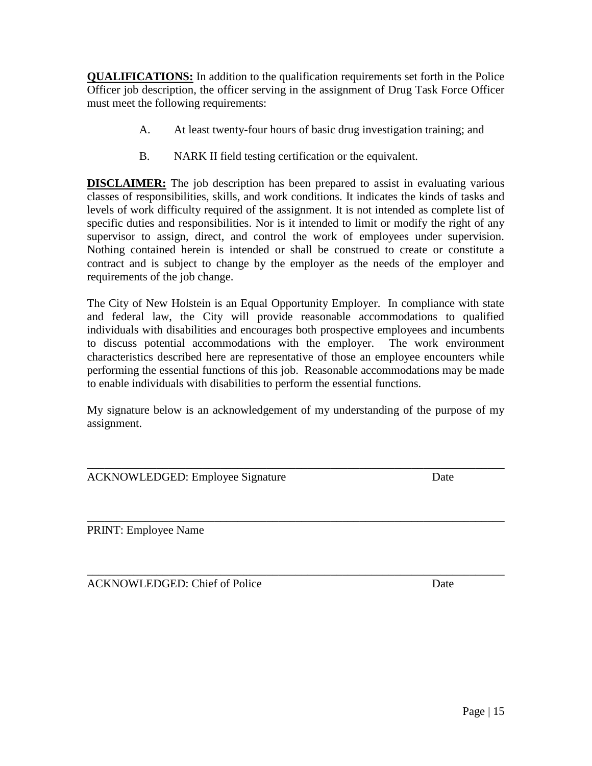**QUALIFICATIONS:** In addition to the qualification requirements set forth in the Police Officer job description, the officer serving in the assignment of Drug Task Force Officer must meet the following requirements:

A. At least twenty-four hours of basic drug investigation training; and

B. NARK II field testing certification or the equivalent.

**DISCLAIMER:** The job description has been prepared to assist in evaluating various classes of responsibilities, skills, and work conditions. It indicates the kinds of tasks and levels of work difficulty required of the assignment. It is not intended as complete list of specific duties and responsibilities. Nor is it intended to limit or modify the right of any supervisor to assign, direct, and control the work of employees under supervision. Nothing contained herein is intended or shall be construed to create or constitute a contract and is subject to change by the employer as the needs of the employer and requirements of the job change.

The City of New Holstein is an Equal Opportunity Employer. In compliance with state and federal law, the City will provide reasonable accommodations to qualified individuals with disabilities and encourages both prospective employees and incumbents to discuss potential accommodations with the employer. The work environment characteristics described here are representative of those an employee encounters while performing the essential functions of this job. Reasonable accommodations may be made to enable individuals with disabilities to perform the essential functions.

My signature below is an acknowledgement of my understanding of the purpose of my assignment.

\_\_\_\_\_\_\_\_\_\_\_\_\_\_\_\_\_\_\_\_\_\_\_\_\_\_\_\_\_\_\_\_\_\_\_\_\_\_\_\_\_\_\_\_\_\_\_\_\_\_\_\_\_\_\_\_\_\_\_\_\_\_\_\_\_\_\_\_\_\_

ACKNOWLEDGED: Employee Signature Date

\_\_\_\_\_\_\_\_\_\_\_\_\_\_\_\_\_\_\_\_\_\_\_\_\_\_\_\_\_\_\_\_\_\_\_\_\_\_\_\_\_\_\_\_\_\_\_\_\_\_\_\_\_\_\_\_\_\_\_\_\_\_\_\_\_\_\_\_\_\_

PRINT: Employee Name

\_\_\_\_\_\_\_\_\_\_\_\_\_\_\_\_\_\_\_\_\_\_\_\_\_\_\_\_\_\_\_\_\_\_\_\_\_\_\_\_\_\_\_\_\_\_\_\_\_\_\_\_\_\_\_\_\_\_\_\_\_\_\_\_\_\_\_\_\_\_

ACKNOWLEDGED: Chief of Police Date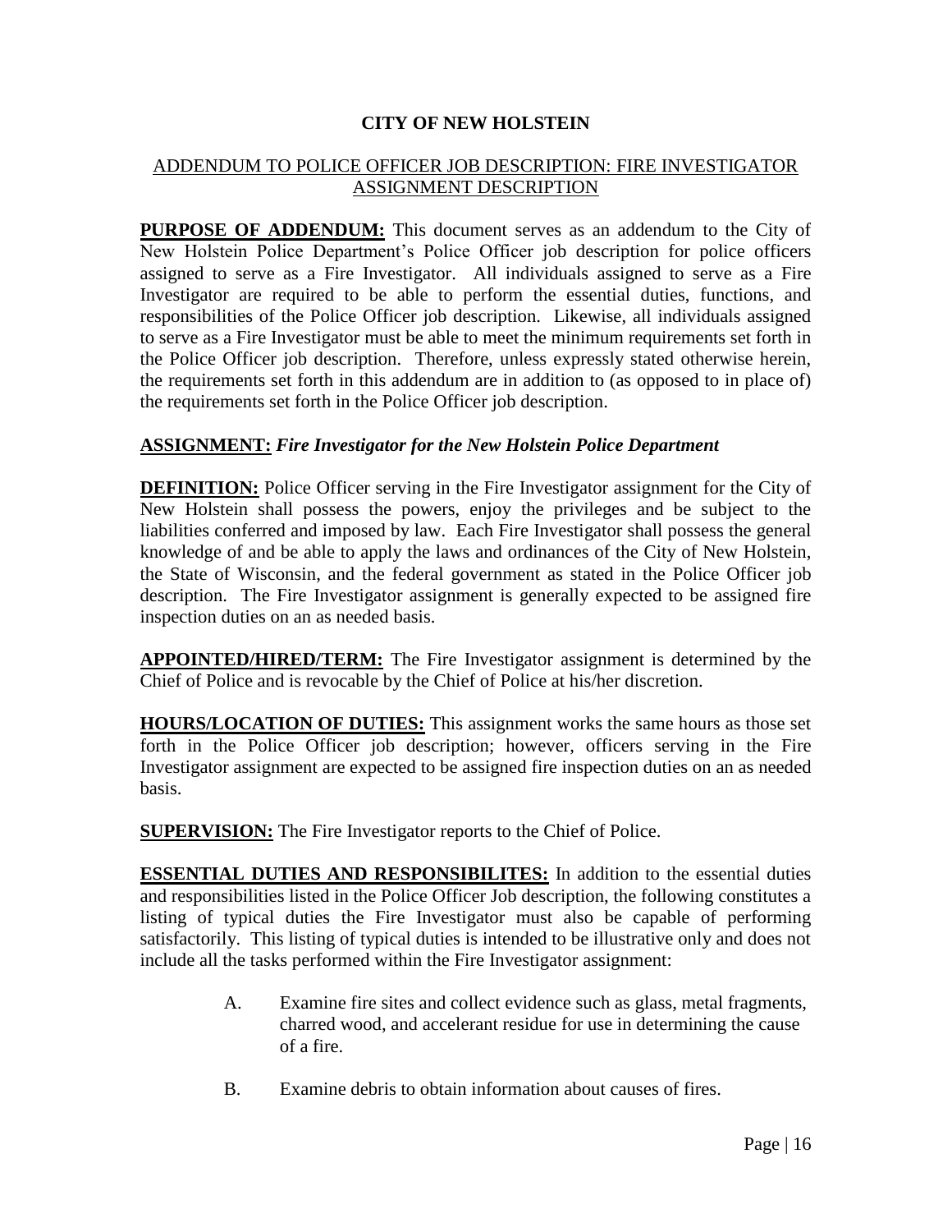# CITY OF NEW HOLSTEIN

## ADDENDUM TO POLICE OFFICER JOB DESCRIPTION: FIRE INVESTIGATOR ASSIGNMENT DESCRIPTION

**PURPOSE OF ADDENDUM:** This document serves as an addendum to the City of New Holstein Police Department's Police Officer job description for police officers assigned to serve as a Fire Investigator. All individuals assigned to serve as a Fire Investigator are required to be able to perform the essential duties, functions, and responsibilities of the Police Officer job description. Likewise, all individuals assigned to serve as a Fire Investigator must be able to meet the minimum requirements set forth in the Police Officer job description. Therefore, unless expressly stated otherwise herein, the requirements set forth in this addendum are in addition to (as opposed to in place of) the requirements set forth in the Police Officer job description.

**ASSIGNMENT:** ***Fire Investigator for the New Holstein Police Department***

**DEFINITION:** Police Officer serving in the Fire Investigator assignment for the City of New Holstein shall possess the powers, enjoy the privileges and be subject to the liabilities conferred and imposed by law. Each Fire Investigator shall possess the general knowledge of and be able to apply the laws and ordinances of the City of New Holstein, the State of Wisconsin, and the federal government as stated in the Police Officer job description. The Fire Investigator assignment is generally expected to be assigned fire inspection duties on an as needed basis.

**APPOINTED/HIRED/TERM:** The Fire Investigator assignment is determined by the Chief of Police and is revocable by the Chief of Police at his/her discretion.

**HOURS/LOCATION OF DUTIES:** This assignment works the same hours as those set forth in the Police Officer job description; however, officers serving in the Fire Investigator assignment are expected to be assigned fire inspection duties on an as needed basis.

**SUPERVISION:** The Fire Investigator reports to the Chief of Police.

**ESSENTIAL DUTIES AND RESPONSIBILITES:** In addition to the essential duties and responsibilities listed in the Police Officer Job description, the following constitutes a listing of typical duties the Fire Investigator must also be capable of performing satisfactorily. This listing of typical duties is intended to be illustrative only and does not include all the tasks performed within the Fire Investigator assignment:

A. Examine fire sites and collect evidence such as glass, metal fragments, charred wood, and accelerant residue for use in determining the cause of a fire.

B. Examine debris to obtain information about causes of fires.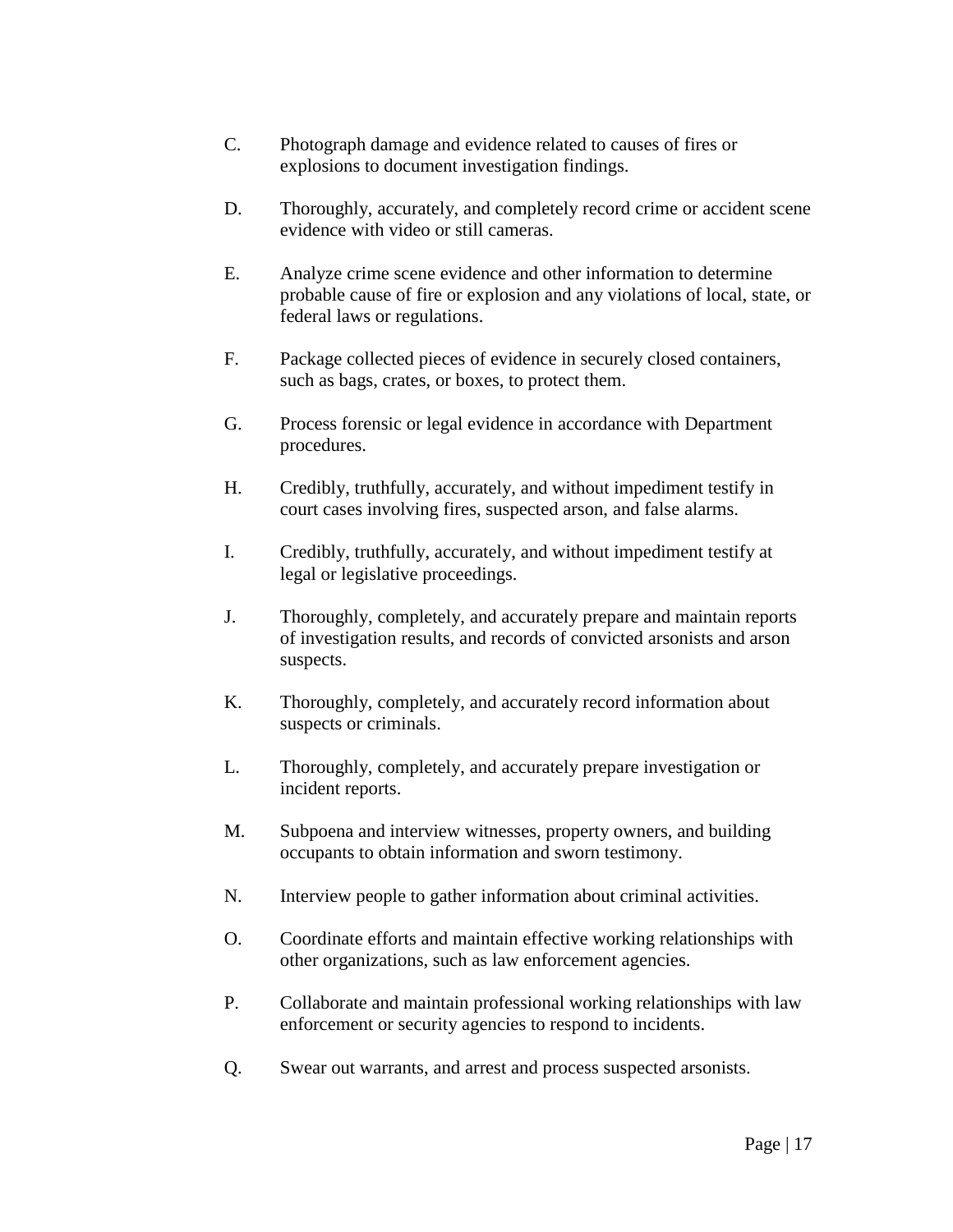C. Photograph damage and evidence related to causes of fires or explosions to document investigation findings.

D. Thoroughly, accurately, and completely record crime or accident scene evidence with video or still cameras.

E. Analyze crime scene evidence and other information to determine probable cause of fire or explosion and any violations of local, state, or federal laws or regulations.

F. Package collected pieces of evidence in securely closed containers, such as bags, crates, or boxes, to protect them.

G. Process forensic or legal evidence in accordance with Department procedures.

H. Credibly, truthfully, accurately, and without impediment testify in court cases involving fires, suspected arson, and false alarms.

I. Credibly, truthfully, accurately, and without impediment testify at legal or legislative proceedings.

J. Thoroughly, completely, and accurately prepare and maintain reports of investigation results, and records of convicted arsonists and arson suspects.

K. Thoroughly, completely, and accurately record information about suspects or criminals.

L. Thoroughly, completely, and accurately prepare investigation or incident reports.

M. Subpoena and interview witnesses, property owners, and building occupants to obtain information and sworn testimony.

N. Interview people to gather information about criminal activities.

O. Coordinate efforts and maintain effective working relationships with other organizations, such as law enforcement agencies.

P. Collaborate and maintain professional working relationships with law enforcement or security agencies to respond to incidents.

Q. Swear out warrants, and arrest and process suspected arsonists.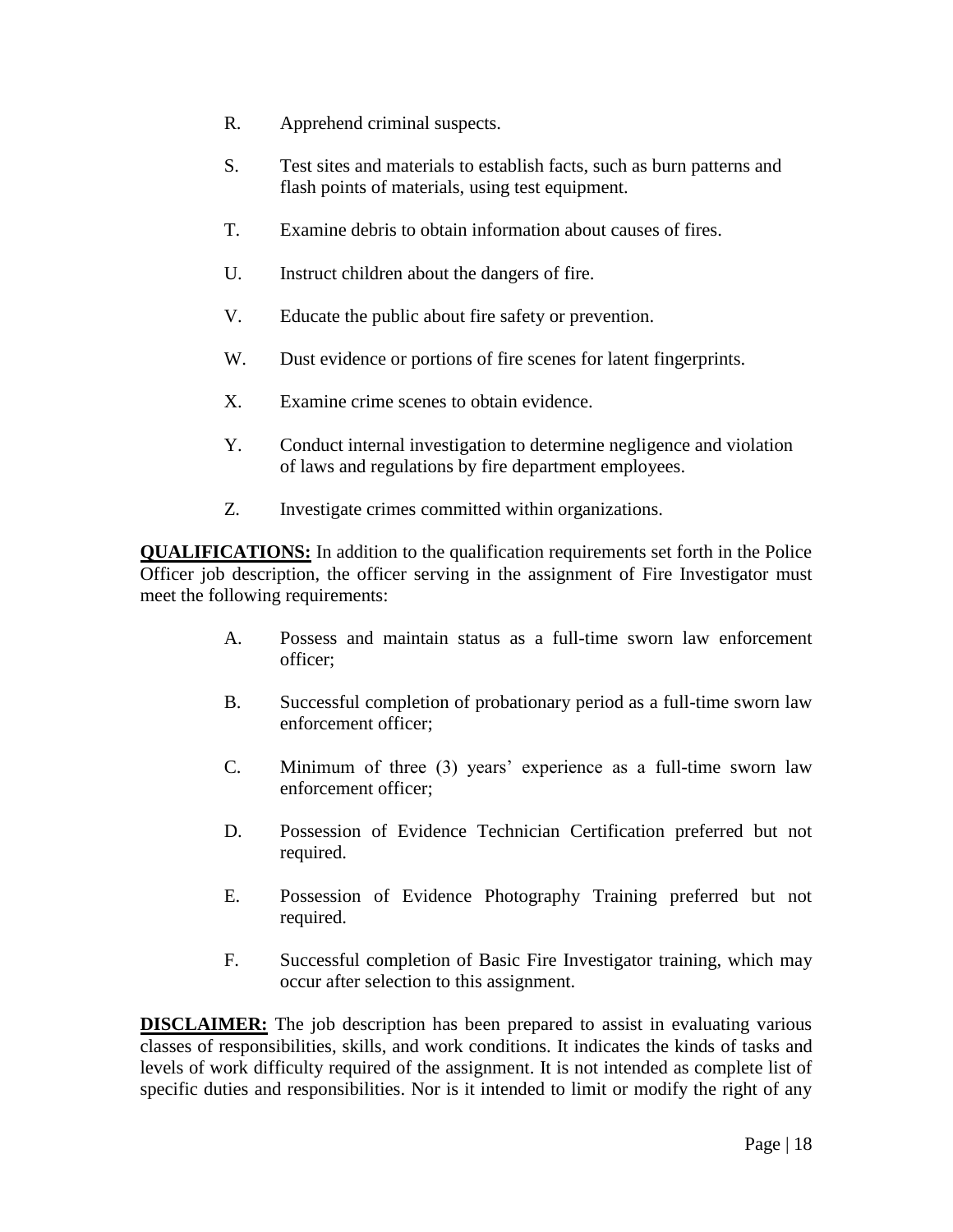R. Apprehend criminal suspects.

S. Test sites and materials to establish facts, such as burn patterns and flash points of materials, using test equipment.

T. Examine debris to obtain information about causes of fires.

U. Instruct children about the dangers of fire.

V. Educate the public about fire safety or prevention.

W. Dust evidence or portions of fire scenes for latent fingerprints.

X. Examine crime scenes to obtain evidence.

Y. Conduct internal investigation to determine negligence and violation of laws and regulations by fire department employees.

Z. Investigate crimes committed within organizations.

**QUALIFICATIONS:** In addition to the qualification requirements set forth in the Police Officer job description, the officer serving in the assignment of Fire Investigator must meet the following requirements:

A. Possess and maintain status as a full-time sworn law enforcement officer;

B. Successful completion of probationary period as a full-time sworn law enforcement officer;

C. Minimum of three (3) years' experience as a full-time sworn law enforcement officer;

D. Possession of Evidence Technician Certification preferred but not required.

E. Possession of Evidence Photography Training preferred but not required.

F. Successful completion of Basic Fire Investigator training, which may occur after selection to this assignment.

**DISCLAIMER:** The job description has been prepared to assist in evaluating various classes of responsibilities, skills, and work conditions. It indicates the kinds of tasks and levels of work difficulty required of the assignment. It is not intended as complete list of specific duties and responsibilities. Nor is it intended to limit or modify the right of any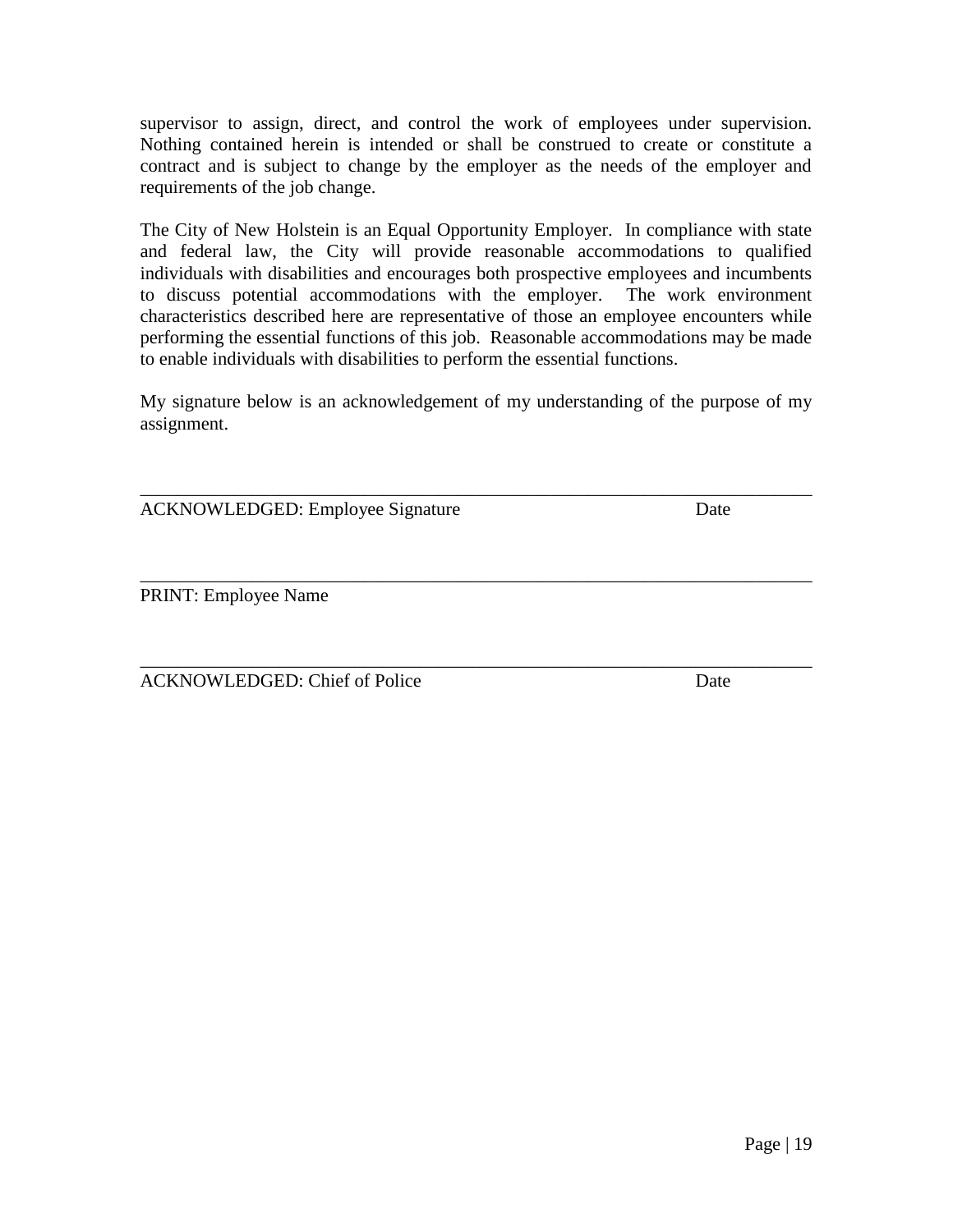supervisor to assign, direct, and control the work of employees under supervision. Nothing contained herein is intended or shall be construed to create or constitute a contract and is subject to change by the employer as the needs of the employer and requirements of the job change.

The City of New Holstein is an Equal Opportunity Employer. In compliance with state and federal law, the City will provide reasonable accommodations to qualified individuals with disabilities and encourages both prospective employees and incumbents to discuss potential accommodations with the employer. The work environment characteristics described here are representative of those an employee encounters while performing the essential functions of this job. Reasonable accommodations may be made to enable individuals with disabilities to perform the essential functions.

My signature below is an acknowledgement of my understanding of the purpose of my assignment.

\_\_\_\_\_\_\_\_\_\_\_\_\_\_\_\_\_\_\_\_\_\_\_\_\_\_\_\_\_\_\_\_\_\_\_\_\_\_\_\_\_\_\_\_\_\_\_\_\_\_\_\_\_\_\_\_\_\_\_\_\_\_\_\_\_\_\_\_\_\_

ACKNOWLEDGED: Employee Signature Date

\_\_\_\_\_\_\_\_\_\_\_\_\_\_\_\_\_\_\_\_\_\_\_\_\_\_\_\_\_\_\_\_\_\_\_\_\_\_\_\_\_\_\_\_\_\_\_\_\_\_\_\_\_\_\_\_\_\_\_\_\_\_\_\_\_\_\_\_\_\_

PRINT: Employee Name

\_\_\_\_\_\_\_\_\_\_\_\_\_\_\_\_\_\_\_\_\_\_\_\_\_\_\_\_\_\_\_\_\_\_\_\_\_\_\_\_\_\_\_\_\_\_\_\_\_\_\_\_\_\_\_\_\_\_\_\_\_\_\_\_\_\_\_\_\_\_

ACKNOWLEDGED: Chief of Police Date